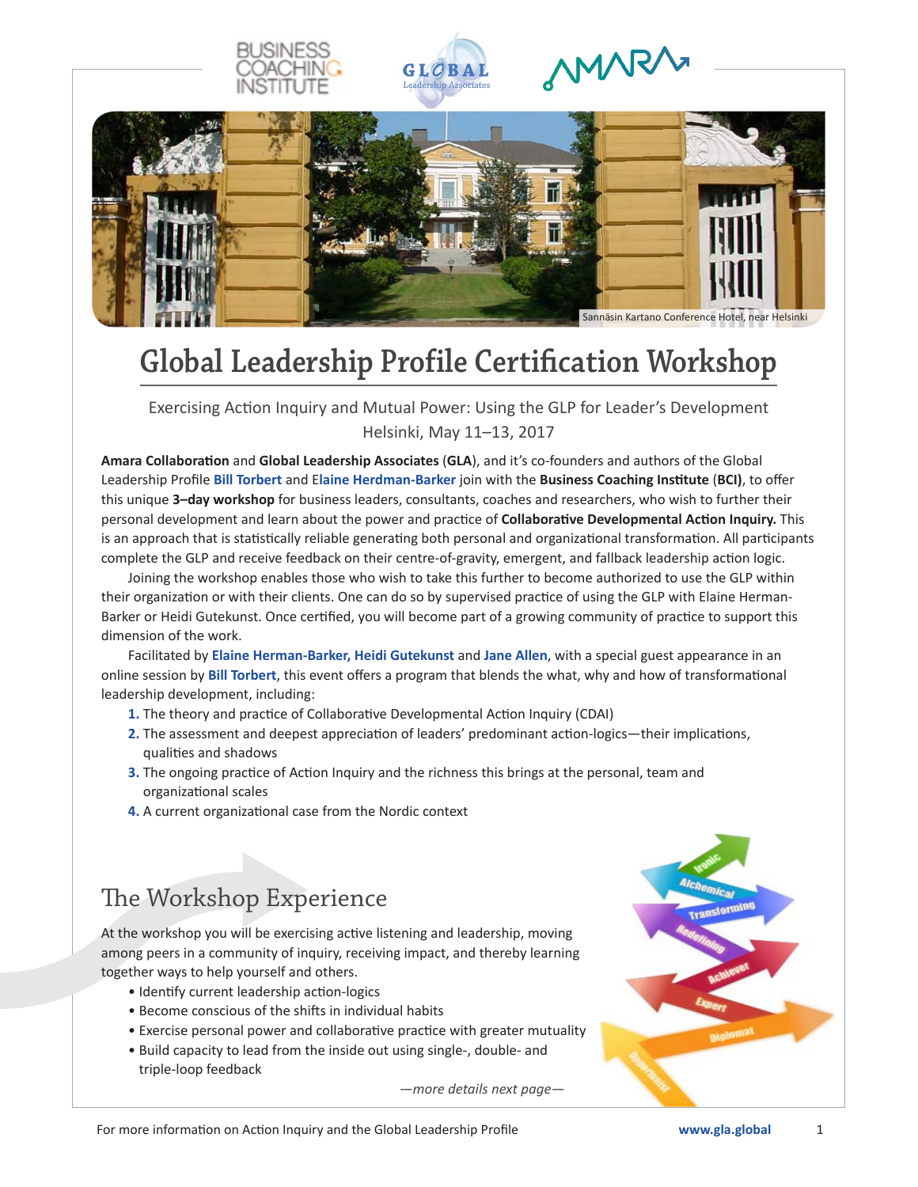Sannäsin Kartano Conference Hotel, near Helsinki

# Global Leadership Profile Certification Workshop

Exercising Action Inquiry and Mutual Power: Using the GLP for Leader's Development
Helsinki, May 11–13, 2017

**Amara Collaboration** and **Global Leadership Associates** (**GLA**), and it's co-founders and authors of the Global Leadership Profile **Bill Torbert** and **Elaine Herdman-Barker** join with the **Business Coaching Institute** (**BCI)**, to offer this unique **3–day workshop** for business leaders, consultants, coaches and researchers, who wish to further their personal development and learn about the power and practice of **Collaborative Developmental Action Inquiry.** This is an approach that is statistically reliable generating both personal and organizational transformation. All participants complete the GLP and receive feedback on their centre-of-gravity, emergent, and fallback leadership action logic.

Joining the workshop enables those who wish to take this further to become authorized to use the GLP within their organization or with their clients. One can do so by supervised practice of using the GLP with Elaine Herman-Barker or Heidi Gutekunst. Once certified, you will become part of a growing community of practice to support this dimension of the work.

Facilitated by **Elaine Herman-Barker, Heidi Gutekunst** and **Jane Allen**, with a special guest appearance in an online session by **Bill Torbert**, this event offers a program that blends the what, why and how of transformational leadership development, including:

1. The theory and practice of Collaborative Developmental Action Inquiry (CDAI)
2. The assessment and deepest appreciation of leaders' predominant action-logics—their implications, qualities and shadows
3. The ongoing practice of Action Inquiry and the richness this brings at the personal, team and organizational scales
4. A current organizational case from the Nordic context

## The Workshop Experience

At the workshop you will be exercising active listening and leadership, moving among peers in a community of inquiry, receiving impact, and thereby learning together ways to help yourself and others.

- Identify current leadership action-logics
- Become conscious of the shifts in individual habits
- Exercise personal power and collaborative practice with greater mutuality
- Build capacity to lead from the inside out using single-, double- and triple-loop feedback

*—more details next page—*

For more information on Action Inquiry and the Global Leadership Profile **www.gla.global**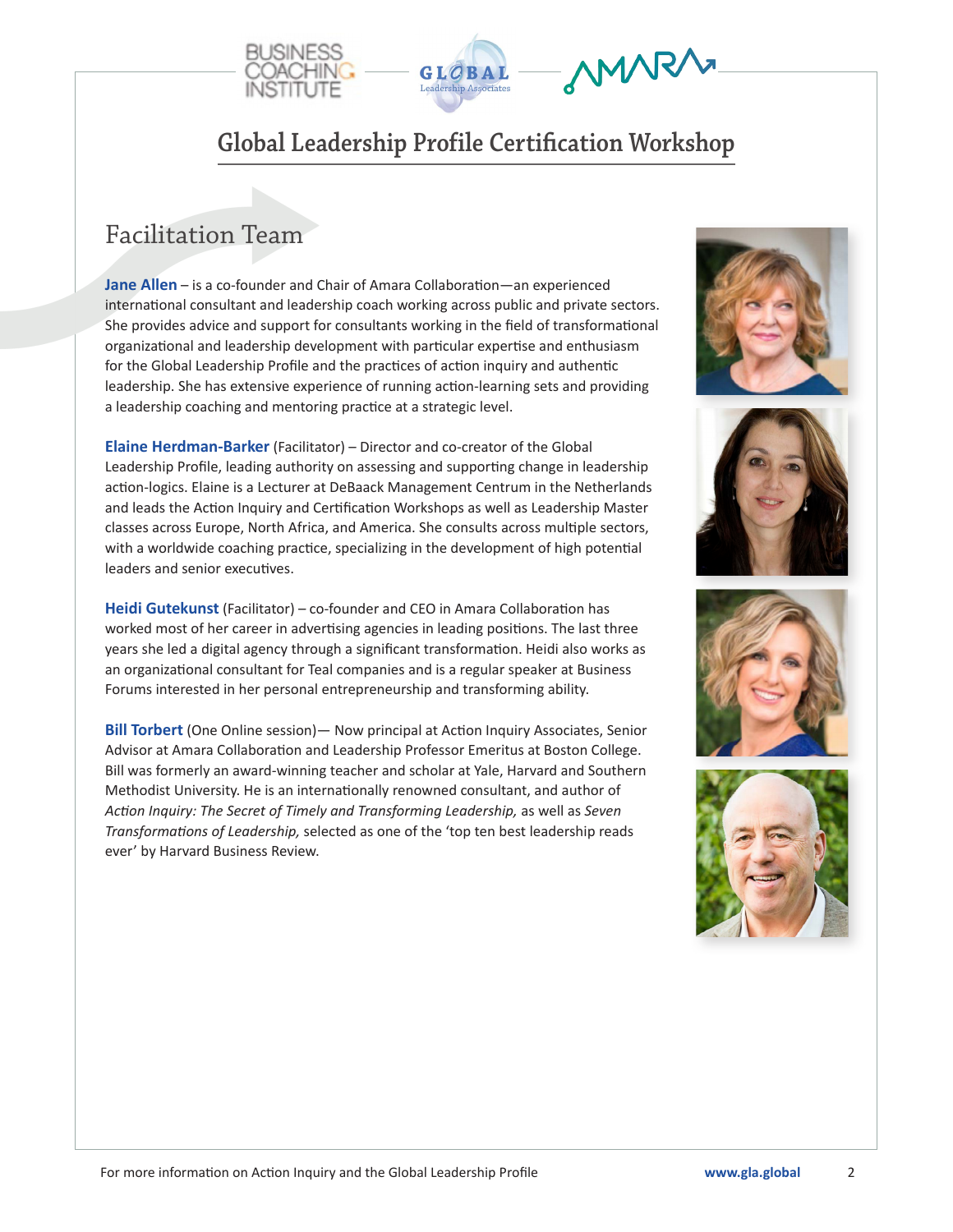# Global Leadership Profile Certification Workshop

## Facilitation Team

**Jane Allen** – is a co-founder and Chair of Amara Collaboration—an experienced international consultant and leadership coach working across public and private sectors. She provides advice and support for consultants working in the field of transformational organizational and leadership development with particular expertise and enthusiasm for the Global Leadership Profile and the practices of action inquiry and authentic leadership. She has extensive experience of running action-learning sets and providing a leadership coaching and mentoring practice at a strategic level.

**Elaine Herdman-Barker** (Facilitator) – Director and co-creator of the Global Leadership Profile, leading authority on assessing and supporting change in leadership action-logics. Elaine is a Lecturer at DeBaack Management Centrum in the Netherlands and leads the Action Inquiry and Certification Workshops as well as Leadership Master classes across Europe, North Africa, and America. She consults across multiple sectors, with a worldwide coaching practice, specializing in the development of high potential leaders and senior executives.

**Heidi Gutekunst** (Facilitator) – co-founder and CEO in Amara Collaboration has worked most of her career in advertising agencies in leading positions. The last three years she led a digital agency through a significant transformation. Heidi also works as an organizational consultant for Teal companies and is a regular speaker at Business Forums interested in her personal entrepreneurship and transforming ability.

**Bill Torbert** (One Online session)— Now principal at Action Inquiry Associates, Senior Advisor at Amara Collaboration and Leadership Professor Emeritus at Boston College. Bill was formerly an award-winning teacher and scholar at Yale, Harvard and Southern Methodist University. He is an internationally renowned consultant, and author of *Action Inquiry: The Secret of Timely and Transforming Leadership,* as well as *Seven Transformations of Leadership,* selected as one of the 'top ten best leadership reads ever' by Harvard Business Review.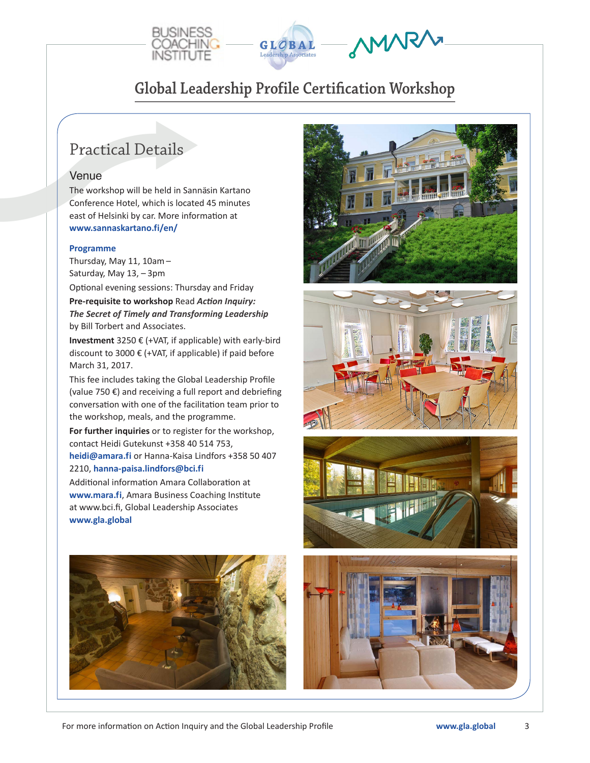# Global Leadership Profile Certification Workshop

## Practical Details

### Venue

The workshop will be held in Sannäsin Kartano Conference Hotel, which is located 45 minutes east of Helsinki by car. More information at **www.sannaskartano.fi/en/**

**Programme**

Thursday, May 11, 10am –
Saturday, May 13, – 3pm

Optional evening sessions: Thursday and Friday

**Pre-requisite to workshop** Read ***Action Inquiry: The Secret of Timely and Transforming Leadership*** by Bill Torbert and Associates.

**Investment** 3250 € (+VAT, if applicable) with early-bird discount to 3000 € (+VAT, if applicable) if paid before March 31, 2017.

This fee includes taking the Global Leadership Profile (value 750 €) and receiving a full report and debriefing conversation with one of the facilitation team prior to the workshop, meals, and the programme.

**For further inquiries** or to register for the workshop, contact Heidi Gutekunst +358 40 514 753, **heidi@amara.fi** or Hanna-Kaisa Lindfors +358 50 407 2210, **hanna-paisa.lindfors@bci.fi**

Additional information Amara Collaboration at **www.mara.fi**, Amara Business Coaching Institute at www.bci.fi, Global Leadership Associates **www.gla.global**

For more information on Action Inquiry and the Global Leadership Profile **www.gla.global**